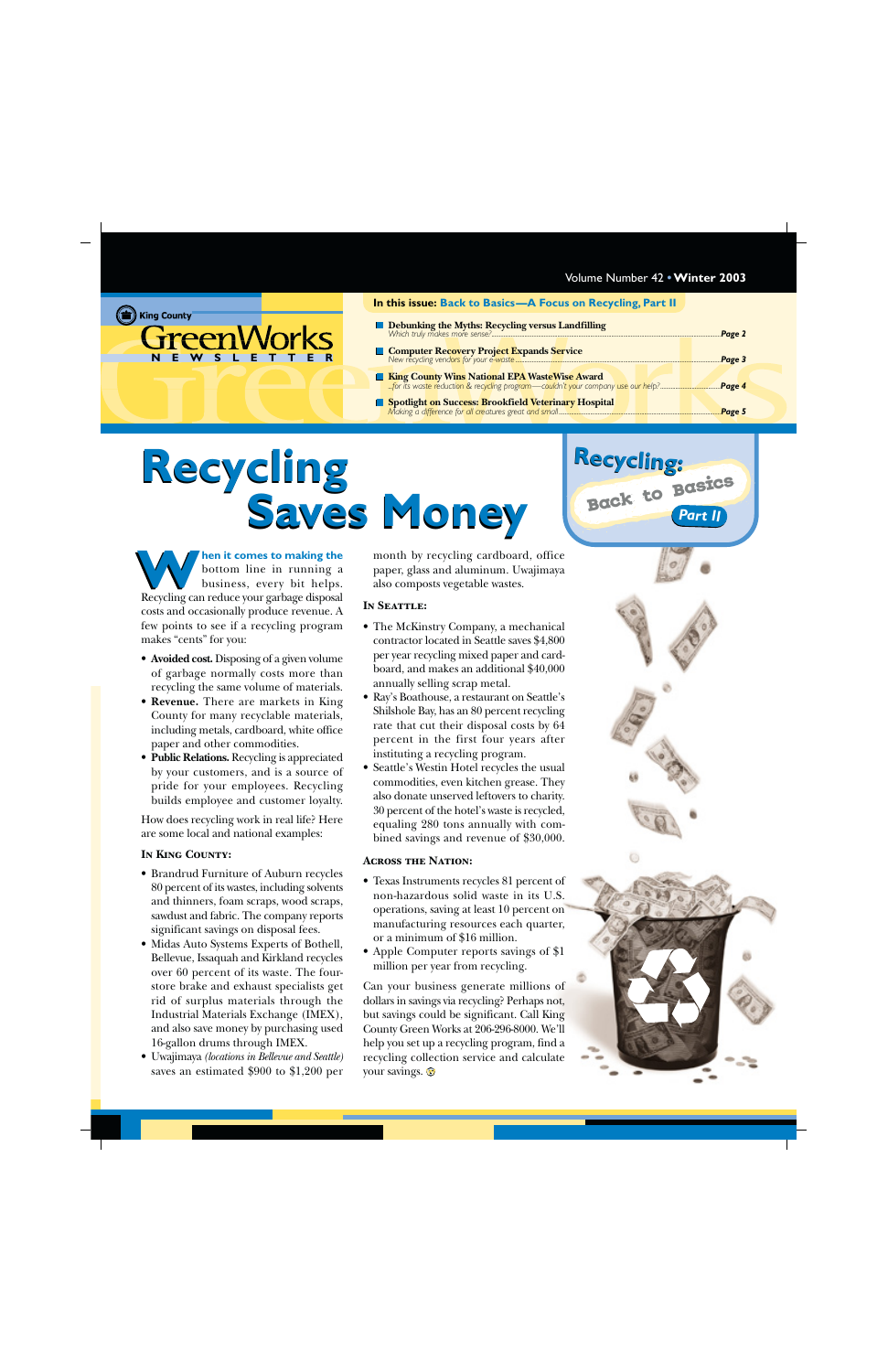King County

# GreenWorks NEWSLETTER

Volume Number 42 • **Winter 2003**

**In this issue: Back to Basics—A Focus on Recycling, Part II**

- **Debunking the Myths: Recycling versus Landfilling** — *Which truly makes more sense?* ... *Page 2*
- **Computer Recovery Project Expands Service** — *New recycling vendors for your e-waste* ... *Page 3*
- **King County Wins National EPA WasteWise Award** — *...for its waste reduction & recycling program—couldn't your company use our help?* ... *Page 4*
- **Spotlight on Success: Brookfield Veterinary Hospital** — *Making a difference for all creatures great and small* ... *Page 5*

Recycling: Back to Basics Part II

# Recycling Saves Money

**When it comes to making the** bottom line in running a business, every bit helps. Recycling can reduce your garbage disposal costs and occasionally produce revenue. A few points to see if a recycling program makes "cents" for you:

- **Avoided cost.** Disposing of a given volume of garbage normally costs more than recycling the same volume of materials.
- **Revenue.** There are markets in King County for many recyclable materials, including metals, cardboard, white office paper and other commodities.
- **Public Relations.** Recycling is appreciated by your customers, and is a source of pride for your employees. Recycling builds employee and customer loyalty.

How does recycling work in real life? Here are some local and national examples:

### In King County:

- Brandrud Furniture of Auburn recycles 80 percent of its wastes, including solvents and thinners, foam scraps, wood scraps, sawdust and fabric. The company reports significant savings on disposal fees.
- Midas Auto Systems Experts of Bothell, Bellevue, Issaquah and Kirkland recycles over 60 percent of its waste. The four-store brake and exhaust specialists get rid of surplus materials through the Industrial Materials Exchange (IMEX), and also save money by purchasing used 16-gallon drums through IMEX.
- Uwajimaya *(locations in Bellevue and Seattle)* saves an estimated $900 to $1,200 per month by recycling cardboard, office paper, glass and aluminum. Uwajimaya also composts vegetable wastes.

### In Seattle:

- The McKinstry Company, a mechanical contractor located in Seattle saves $4,800 per year recycling mixed paper and cardboard, and makes an additional $40,000 annually selling scrap metal.
- Ray's Boathouse, a restaurant on Seattle's Shilshole Bay, has an 80 percent recycling rate that cut their disposal costs by 64 percent in the first four years after instituting a recycling program.
- Seattle's Westin Hotel recycles the usual commodities, even kitchen grease. They also donate unserved leftovers to charity. 30 percent of the hotel's waste is recycled, equaling 280 tons annually with combined savings and revenue of $30,000.

### Across the Nation:

- Texas Instruments recycles 81 percent of non-hazardous solid waste in its U.S. operations, saving at least 10 percent on manufacturing resources each quarter, or a minimum of $16 million.
- Apple Computer reports savings of $1 million per year from recycling.

Can your business generate millions of dollars in savings via recycling? Perhaps not, but savings could be significant. Call King County Green Works at 206-296-8000. We'll help you set up a recycling program, find a recycling collection service and calculate your savings.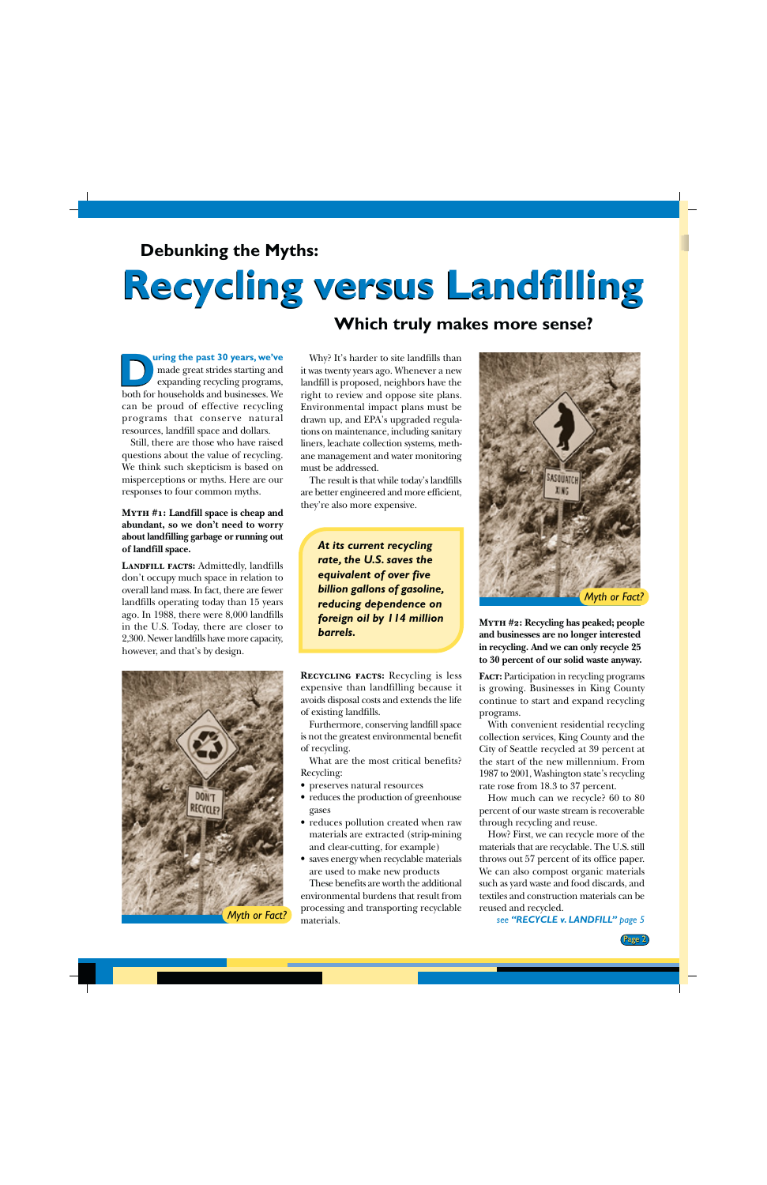## Debunking the Myths:

# Recycling versus Landfilling

### Which truly makes more sense?

During the past 30 years, we've made great strides starting and expanding recycling programs, both for households and businesses. We can be proud of effective recycling programs that conserve natural resources, landfill space and dollars.

Still, there are those who have raised questions about the value of recycling. We think such skepticism is based on misperceptions or myths. Here are our responses to four common myths.

**Myth #1: Landfill space is cheap and abundant, so we don't need to worry about landfilling garbage or running out of landfill space.**

**Landfill facts:** Admittedly, landfills don't occupy much space in relation to overall land mass. In fact, there are fewer landfills operating today than 15 years ago. In 1988, there were 8,000 landfills in the U.S. Today, there are closer to 2,300. Newer landfills have more capacity, however, and that's by design.

Myth or Fact?

Why? It's harder to site landfills than it was twenty years ago. Whenever a new landfill is proposed, neighbors have the right to review and oppose site plans. Environmental impact plans must be drawn up, and EPA's upgraded regulations on maintenance, including sanitary liners, leachate collection systems, methane management and water monitoring must be addressed.

The result is that while today's landfills are better engineered and more efficient, they're also more expensive.

> ***At its current recycling rate, the U.S. saves the equivalent of over five billion gallons of gasoline, reducing dependence on foreign oil by 114 million barrels.***

**Recycling facts:** Recycling is less expensive than landfilling because it avoids disposal costs and extends the life of existing landfills.

Furthermore, conserving landfill space is not the greatest environmental benefit of recycling.

What are the most critical benefits? Recycling:

- preserves natural resources
- reduces the production of greenhouse gases
- reduces pollution created when raw materials are extracted (strip-mining and clear-cutting, for example)
- saves energy when recyclable materials are used to make new products

These benefits are worth the additional environmental burdens that result from processing and transporting recyclable materials.

Myth or Fact?

**Myth #2: Recycling has peaked; people and businesses are no longer interested in recycling. And we can only recycle 25 to 30 percent of our solid waste anyway.**

**Fact:** Participation in recycling programs is growing. Businesses in King County continue to start and expand recycling programs.

With convenient residential recycling collection services, King County and the City of Seattle recycled at 39 percent at the start of the new millennium. From 1987 to 2001, Washington state's recycling rate rose from 18.3 to 37 percent.

How much can we recycle? 60 to 80 percent of our waste stream is recoverable through recycling and reuse.

How? First, we can recycle more of the materials that are recyclable. The U.S. still throws out 57 percent of its office paper. We can also compost organic materials such as yard waste and food discards, and textiles and construction materials can be reused and recycled.

*see **"RECYCLE v. LANDFILL"** page 5*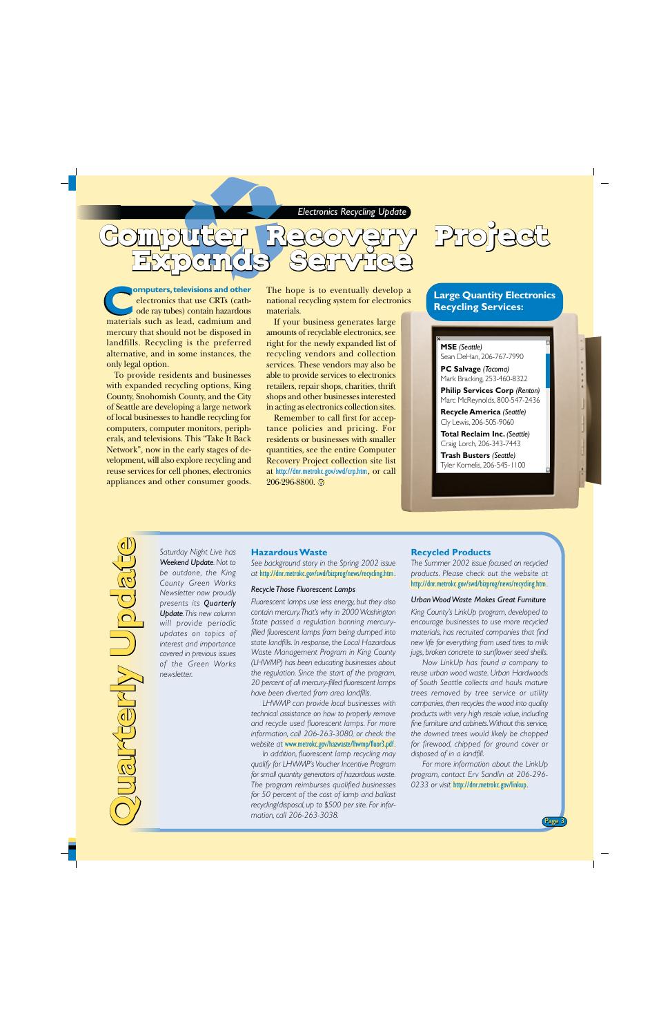Electronics Recycling Update

# Computer Recovery Project Expands Service

Computers, televisions and other electronics that use CRTs (cathode ray tubes) contain hazardous materials such as lead, cadmium and mercury that should not be disposed in landfills. Recycling is the preferred alternative, and in some instances, the only legal option.

To provide residents and businesses with expanded recycling options, King County, Snohomish County, and the City of Seattle are developing a large network of local businesses to handle recycling for computers, computer monitors, peripherals, and televisions. This "Take It Back Network", now in the early stages of development, will also explore recycling and reuse services for cell phones, electronics appliances and other consumer goods.

The hope is to eventually develop a national recycling system for electronics materials.

If your business generates large amounts of recyclable electronics, see right for the newly expanded list of recycling vendors and collection services. These vendors may also be able to provide services to electronics retailers, repair shops, charities, thrift shops and other businesses interested in acting as electronics collection sites.

Remember to call first for acceptance policies and pricing. For residents or businesses with smaller quantities, see the entire Computer Recovery Project collection site list at http://dnr.metrokc.gov/swd/crp.htm, or call 206-296-8800.

## Large Quantity Electronics Recycling Services:

**MSE** *(Seattle)*
Sean DeHan, 206-767-7990

**PC Salvage** *(Tacoma)*
Mark Bracking, 253-460-8322

**Philip Services Corp** *(Renton)*
Marc McReynolds, 800-547-2436

**Recycle America** *(Seattle)*
Cly Lewis, 206-505-9060

**Total Reclaim Inc.** *(Seattle)*
Craig Lorch, 206-343-7443

**Trash Busters** *(Seattle)*
Tyler Kornelis, 206-545-1100

# Quarterly Update

*Saturday Night Live has **Weekend Update**. Not to be outdone, the King County Green Works Newsletter now proudly presents its **Quarterly Update**. This new column will provide periodic updates on topics of interest and importance covered in previous issues of the Green Works newsletter.*

## Hazardous Waste

*See background story in the Spring 2002 issue at http://dnr.metrokc.gov/swd/bizprog/news/recycling.htm.*

### *Recycle Those Fluorescent Lamps*

*Fluorescent lamps use less energy, but they also contain mercury. That's why in 2000 Washington State passed a regulation banning mercury-filled fluorescent lamps from being dumped into state landfills. In response, the Local Hazardous Waste Management Program in King County (LHWMP) has been educating businesses about the regulation. Since the start of the program, 20 percent of all mercury-filled fluorescent lamps have been diverted from area landfills.*

*LHWMP can provide local businesses with technical assistance on how to properly remove and recycle used fluorescent lamps. For more information, call 206-263-3080, or check the website at www.metrokc.gov/hazwaste/lhwmp/fluor3.pdf.*

*In addition, fluorescent lamp recycling may qualify for LHWMP's Voucher Incentive Program for small quantity generators of hazardous waste. The program reimburses qualified businesses for 50 percent of the cost of lamp and ballast recycling/disposal, up to $500 per site. For information, call 206-263-3038.*

## Recycled Products

*The Summer 2002 issue focused on recycled products. Please check out the website at http://dnr.metrokc.gov/swd/bizprog/news/recycling.htm.*

### *Urban Wood Waste Makes Great Furniture*

*King County's LinkUp program, developed to encourage businesses to use more recycled materials, has recruited companies that find new life for everything from used tires to milk jugs, broken concrete to sunflower seed shells.*

*Now LinkUp has found a company to reuse urban wood waste. Urban Hardwoods of South Seattle collects and hauls mature trees removed by tree service or utility companies, then recycles the wood into quality products with very high resale value, including fine furniture and cabinets. Without this service, the downed trees would likely be chopped for firewood, chipped for ground cover or disposed of in a landfill.*

*For more information about the LinkUp program, contact Erv Sandlin at 206-296-0233 or visit http://dnr.metrokc.gov/linkup.*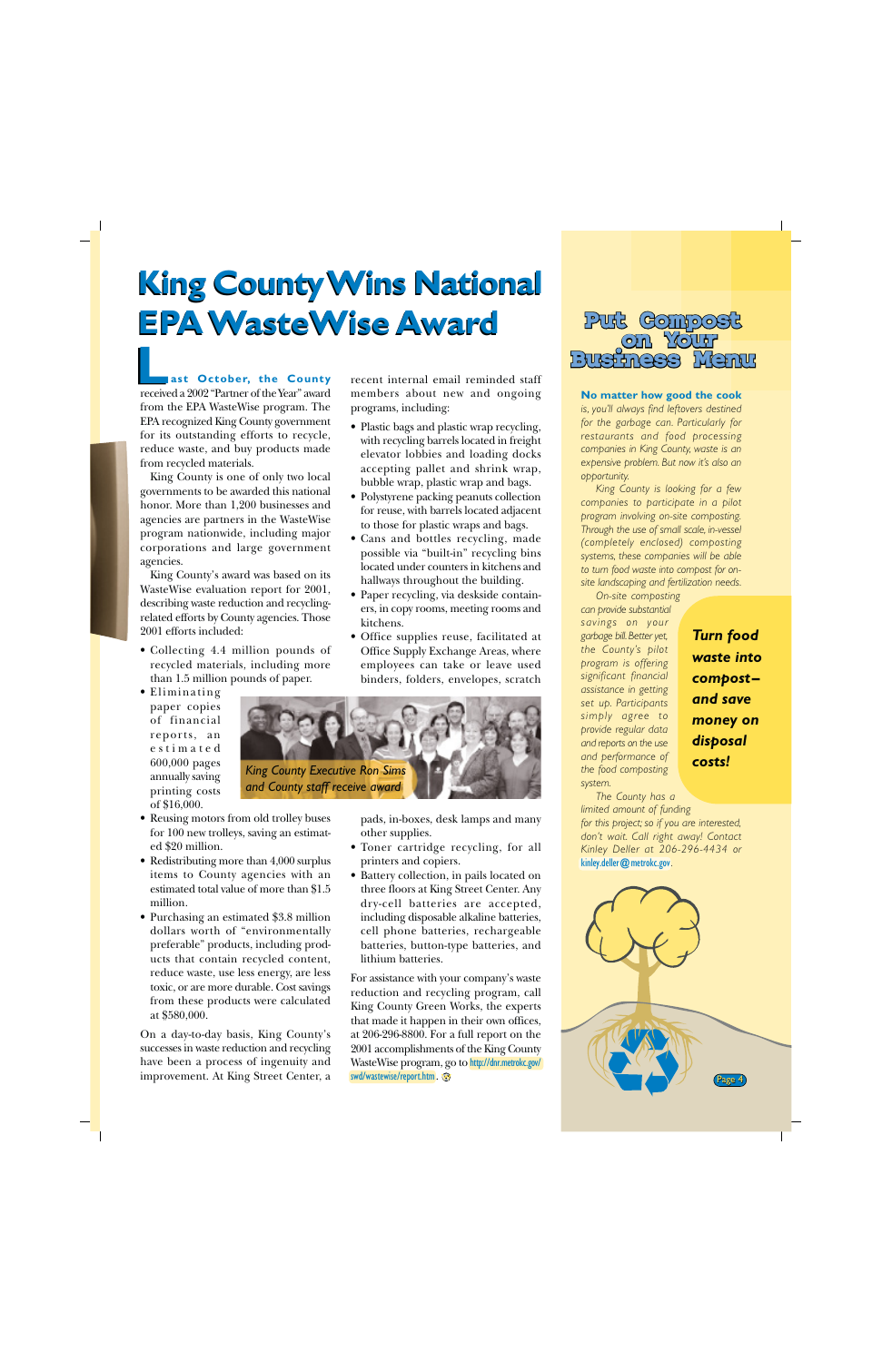# King County Wins National EPA WasteWise Award

**Last October, the County** received a 2002 "Partner of the Year" award from the EPA WasteWise program. The EPA recognized King County government for its outstanding efforts to recycle, reduce waste, and buy products made from recycled materials.

King County is one of only two local governments to be awarded this national honor. More than 1,200 businesses and agencies are partners in the WasteWise program nationwide, including major corporations and large government agencies.

King County's award was based on its WasteWise evaluation report for 2001, describing waste reduction and recycling-related efforts by County agencies. Those 2001 efforts included:

- Collecting 4.4 million pounds of recycled materials, including more than 1.5 million pounds of paper.
- Eliminating paper copies of financial reports, an estimated 600,000 pages annually saving printing costs of $16,000.
- Reusing motors from old trolley buses for 100 new trolleys, saving an estimated $20 million.
- Redistributing more than 4,000 surplus items to County agencies with an estimated total value of more than $1.5 million.
- Purchasing an estimated $3.8 million dollars worth of "environmentally preferable" products, including products that contain recycled content, reduce waste, use less energy, are less toxic, or are more durable. Cost savings from these products were calculated at $580,000.

On a day-to-day basis, King County's successes in waste reduction and recycling have been a process of ingenuity and improvement. At King Street Center, a recent internal email reminded staff members about new and ongoing programs, including:

- Plastic bags and plastic wrap recycling, with recycling barrels located in freight elevator lobbies and loading docks accepting pallet and shrink wrap, bubble wrap, plastic wrap and bags.
- Polystyrene packing peanuts collection for reuse, with barrels located adjacent to those for plastic wraps and bags.
- Cans and bottles recycling, made possible via "built-in" recycling bins located under counters in kitchens and hallways throughout the building.
- Paper recycling, via deskside containers, in copy rooms, meeting rooms and kitchens.
- Office supplies reuse, facilitated at Office Supply Exchange Areas, where employees can take or leave used binders, folders, envelopes, scratch pads, in-boxes, desk lamps and many other supplies.
- Toner cartridge recycling, for all printers and copiers.
- Battery collection, in pails located on three floors at King Street Center. Any dry-cell batteries are accepted, including disposable alkaline batteries, cell phone batteries, rechargeable batteries, button-type batteries, and lithium batteries.

*King County Executive Ron Sims and County staff receive award*

For assistance with your company's waste reduction and recycling program, call King County Green Works, the experts that made it happen in their own offices, at 206-296-8800. For a full report on the 2001 accomplishments of the King County WasteWise program, go to http://dnr.metrokc.gov/swd/wastewise/report.htm.

## Put Compost on Your Business Menu

***No matter how good the cook*** *is, you'll always find leftovers destined for the garbage can. Particularly for restaurants and food processing companies in King County, waste is an expensive problem. But now it's also an opportunity.*

*King County is looking for a few companies to participate in a pilot program involving on-site composting. Through the use of small scale, in-vessel (completely enclosed) composting systems, these companies will be able to turn food waste into compost for on-site landscaping and fertilization needs.*

*On-site composting can provide substantial savings on your garbage bill. Better yet, the County's pilot program is offering significant financial assistance in getting set up. Participants simply agree to provide regular data and reports on the use and performance of the food composting system.*

*The County has a limited amount of funding for this project; so if you are interested, don't wait. Call right away! Contact Kinley Deller at 206-296-4434 or* kinley.deller@metrokc.gov.

***Turn food waste into compost– and save money on disposal costs!***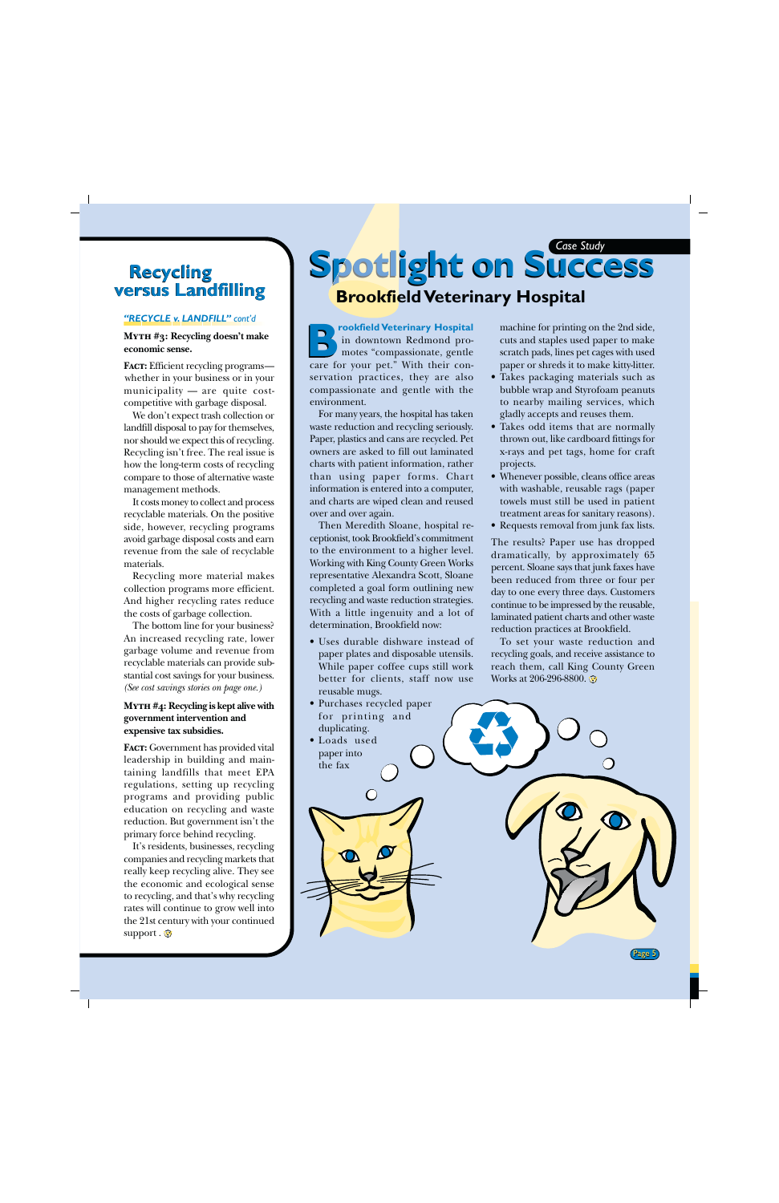## Recycling versus Landfilling

*"RECYCLE v. LANDFILL" cont'd*

**MYTH #3: Recycling doesn't make economic sense.**

**FACT:** Efficient recycling programs— whether in your business or in your municipality — are quite cost-competitive with garbage disposal.

We don't expect trash collection or landfill disposal to pay for themselves, nor should we expect this of recycling. Recycling isn't free. The real issue is how the long-term costs of recycling compare to those of alternative waste management methods.

It costs money to collect and process recyclable materials. On the positive side, however, recycling programs avoid garbage disposal costs and earn revenue from the sale of recyclable materials.

Recycling more material makes collection programs more efficient. And higher recycling rates reduce the costs of garbage collection.

The bottom line for your business? An increased recycling rate, lower garbage volume and revenue from recyclable materials can provide substantial cost savings for your business. *(See cost savings stories on page one.)*

**MYTH #4: Recycling is kept alive with government intervention and expensive tax subsidies.**

**FACT:** Government has provided vital leadership in building and maintaining landfills that meet EPA regulations, setting up recycling programs and providing public education on recycling and waste reduction. But government isn't the primary force behind recycling.

It's residents, businesses, recycling companies and recycling markets that really keep recycling alive. They see the economic and ecological sense to recycling, and that's why recycling rates will continue to grow well into the 21st century with your continued support.

*Case Study*

# Spotlight on Success

## Brookfield Veterinary Hospital

**Brookfield Veterinary Hospital** in downtown Redmond promotes "compassionate, gentle care for your pet." With their conservation practices, they are also compassionate and gentle with the environment.

For many years, the hospital has taken waste reduction and recycling seriously. Paper, plastics and cans are recycled. Pet owners are asked to fill out laminated charts with patient information, rather than using paper forms. Chart information is entered into a computer, and charts are wiped clean and reused over and over again.

Then Meredith Sloane, hospital receptionist, took Brookfield's commitment to the environment to a higher level. Working with King County Green Works representative Alexandra Scott, Sloane completed a goal form outlining new recycling and waste reduction strategies. With a little ingenuity and a lot of determination, Brookfield now:

- Uses durable dishware instead of paper plates and disposable utensils. While paper coffee cups still work better for clients, staff now use reusable mugs.
- Purchases recycled paper for printing and duplicating.
- Loads used paper into the fax machine for printing on the 2nd side, cuts and staples used paper to make scratch pads, lines pet cages with used paper or shreds it to make kitty-litter.
- Takes packaging materials such as bubble wrap and Styrofoam peanuts to nearby mailing services, which gladly accepts and reuses them.
- Takes odd items that are normally thrown out, like cardboard fittings for x-rays and pet tags, home for craft projects.
- Whenever possible, cleans office areas with washable, reusable rags (paper towels must still be used in patient treatment areas for sanitary reasons).
- Requests removal from junk fax lists.

The results? Paper use has dropped dramatically, by approximately 65 percent. Sloane says that junk faxes have been reduced from three or four per day to one every three days. Customers continue to be impressed by the reusable, laminated patient charts and other waste reduction practices at Brookfield.

To set your waste reduction and recycling goals, and receive assistance to reach them, call King County Green Works at 206-296-8800.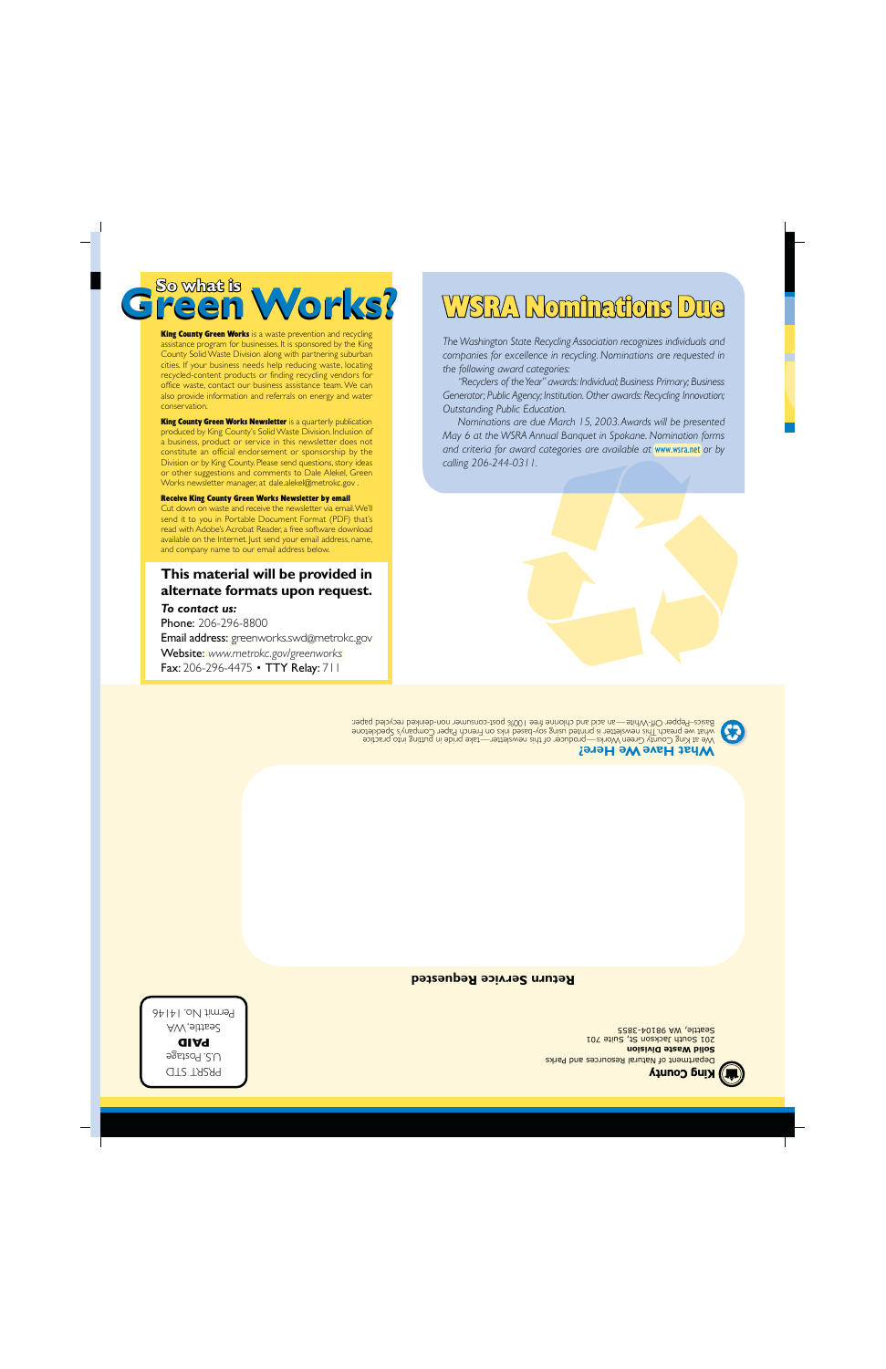## So what is Green Works?

**King County Green Works** is a waste prevention and recycling assistance program for businesses. It is sponsored by the King County Solid Waste Division along with partnering suburban cities. If your business needs help reducing waste, locating recycled-content products or finding recycling vendors for office waste, contact our business assistance team. We can also provide information and referrals on energy and water conservation.

**King County Green Works Newsletter** is a quarterly publication produced by King County's Solid Waste Division. Inclusion of a business, product or service in this newsletter does not constitute an official endorsement or sponsorship by the Division or by King County. Please send questions, story ideas or other suggestions and comments to Dale Alekel, Green Works newsletter manager, at dale.alekel@metrokc.gov .

**Receive King County Green Works Newsletter by email**
Cut down on waste and receive the newsletter via email. We'll send it to you in Portable Document Format (PDF) that's read with Adobe's Acrobat Reader, a free software download available on the Internet. Just send your email address, name, and company name to our email address below.

**This material will be provided in alternate formats upon request.**

***To contact us:***
**Phone:** 206-296-8800
**Email address:** greenworks.swd@metrokc.gov
**Website:** *www.metrokc.gov/greenworks*
**Fax:** 206-296-4475 • **TTY Relay:** 711

## WSRA Nominations Due

*The Washington State Recycling Association recognizes individuals and companies for excellence in recycling. Nominations are requested in the following award categories:*

*"Recyclers of the Year" awards: Individual; Business Primary; Business Generator; Public Agency; Institution. Other awards: Recycling Innovation; Outstanding Public Education.*

*Nominations are due March 15, 2003. Awards will be presented May 6 at the WSRA Annual Banquet in Spokane. Nomination forms and criteria for award categories are available at* www.wsra.net *or by calling 206-244-0311.*

**What Have We Here?**
We at King County Green Works—producer of this newsletter—take pride in putting into practice what we preach. This newsletter is printed using soy-based inks on French Paper Company's Speckletone Basics–Pepper Off-White—an acid and chlorine free 100% post-consumer non-deinked recycled paper.

**Return Service Requested**

**King County**
Department of Natural Resources and Parks
**Solid Waste Division**
201 South Jackson St, Suite 701
Seattle, WA 98104-3855

PRSRT STD
U.S. Postage
**PAID**
Seattle, WA
Permit No. 1414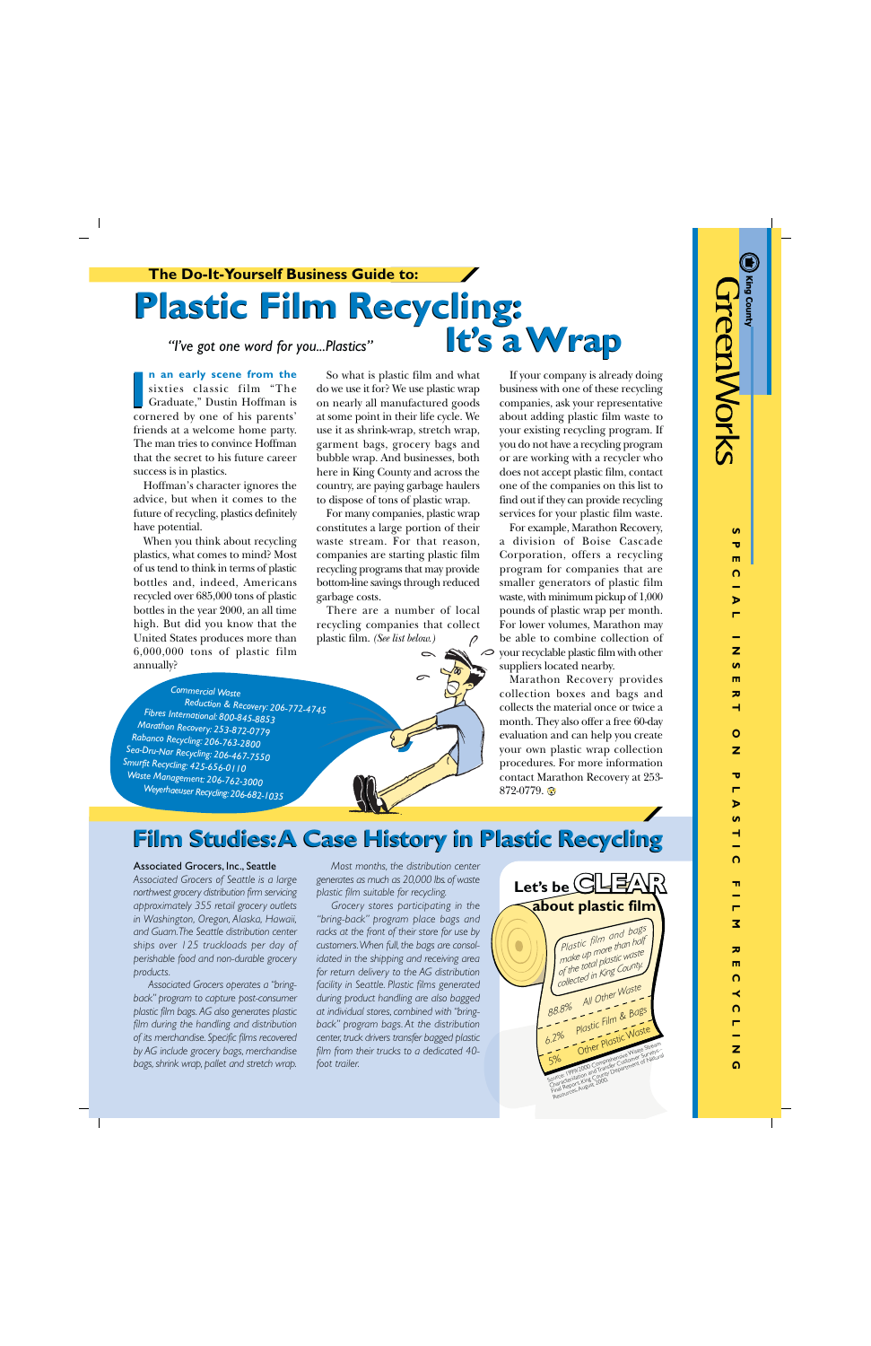The Do-It-Yourself Business Guide to:

# Plastic Film Recycling: It's a Wrap

*"I've got one word for you...Plastics"*

In an early scene from the sixties classic film "The Graduate," Dustin Hoffman is cornered by one of his parents' friends at a welcome home party. The man tries to convince Hoffman that the secret to his future career success is in plastics.

Hoffman's character ignores the advice, but when it comes to the future of recycling, plastics definitely have potential.

When you think about recycling plastics, what comes to mind? Most of us tend to think in terms of plastic bottles and, indeed, Americans recycled over 685,000 tons of plastic bottles in the year 2000, an all time high. But did you know that the United States produces more than 6,000,000 tons of plastic film annually?

So what is plastic film and what do we use it for? We use plastic wrap on nearly all manufactured goods at some point in their life cycle. We use it as shrink-wrap, stretch wrap, garment bags, grocery bags and bubble wrap. And businesses, both here in King County and across the country, are paying garbage haulers to dispose of tons of plastic wrap.

For many companies, plastic wrap constitutes a large portion of their waste stream. For that reason, companies are starting plastic film recycling programs that may provide bottom-line savings through reduced garbage costs.

There are a number of local recycling companies that collect plastic film. *(See list below.)*

If your company is already doing business with one of these recycling companies, ask your representative about adding plastic film waste to your existing recycling program. If you do not have a recycling program or are working with a recycler who does not accept plastic film, contact one of the companies on this list to find out if they can provide recycling services for your plastic film waste.

For example, Marathon Recovery, a division of Boise Cascade Corporation, offers a recycling program for companies that are smaller generators of plastic film waste, with minimum pickup of 1,000 pounds of plastic wrap per month. For lower volumes, Marathon may be able to combine collection of your recyclable plastic film with other suppliers located nearby.

Marathon Recovery provides collection boxes and bags and collects the material once or twice a month. They also offer a free 60-day evaluation and can help you create your own plastic wrap collection procedures. For more information contact Marathon Recovery at 253-872-0779.

- Commercial Waste Reduction & Recovery: 206-772-4745
- Fibres International: 800-845-8853
- Marathon Recovery: 253-872-0779
- Rabanco Recycling: 206-763-2800
- Sea-Dru-Nar Recycling: 206-467-7550
- Smurfit Recycling: 425-656-0110
- Waste Management: 206-762-3000
- Weyerhaeuser Recycling: 206-682-1035

## Film Studies: A Case History in Plastic Recycling

**Associated Grocers, Inc., Seattle**

*Associated Grocers of Seattle is a large northwest grocery distribution firm servicing approximately 355 retail grocery outlets in Washington, Oregon, Alaska, Hawaii, and Guam. The Seattle distribution center ships over 125 truckloads per day of perishable food and non-durable grocery products.*

*Associated Grocers operates a "bring-back" program to capture post-consumer plastic film bags. AG also generates plastic film during the handling and distribution of its merchandise. Specific films recovered by AG include grocery bags, merchandise bags, shrink wrap, pallet and stretch wrap.*

*Most months, the distribution center generates as much as 20,000 lbs of waste plastic film suitable for recycling.*

*Grocery stores participating in the "bring-back" program place bags and racks at the front of their store for use by customers. When full, the bags are consolidated in the shipping and receiving area for return delivery to the AG distribution facility in Seattle. Plastic films generated during product handling are also bagged at individual stores, combined with "bring-back" program bags. At the distribution center, truck drivers transfer bagged plastic film from their trucks to a dedicated 40-foot trailer.*

### Let's be CLEAR about plastic film

*Plastic film and bags make up more than half of the total plastic waste collected in King County.*

- 88.8% All Other Waste
- 6.2% Plastic Film & Bags
- 5% Other Plastic Waste

Source: 1999-2000 Comprehensive Waste Stream Characterization and Transfer Customer Surveys-Final Report, King County Department of Natural Resources August, 2000.

King County GreenWorks — SPECIAL INSERT ON PLASTIC FILM RECYCLING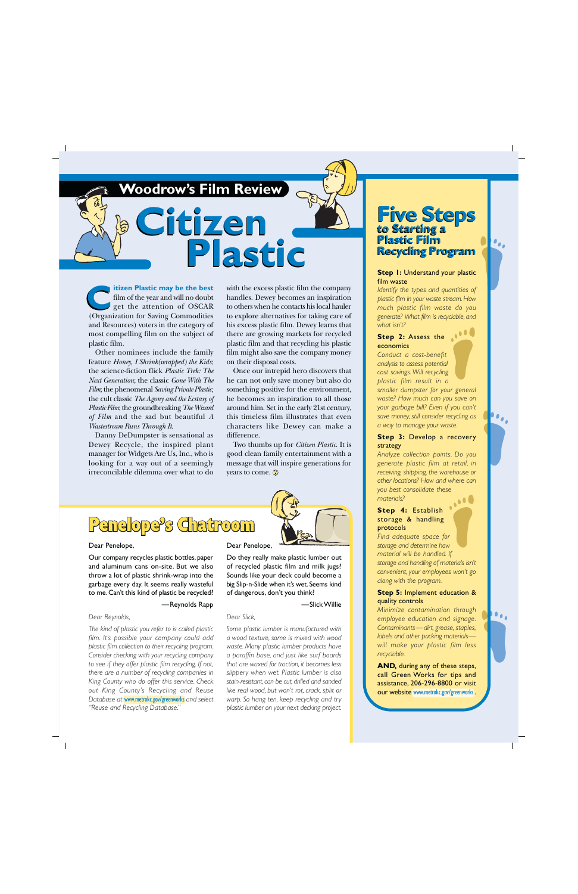## Woodrow's Film Review

# Citizen Plastic

**Citizen Plastic may be the best** film of the year and will no doubt get the attention of OSCAR (Organization for Saving Commodities and Resources) voters in the category of most compelling film on the subject of plastic film.

Other nominees include the family feature *Honey, I Shrink(wrapped) the Kids*; the science-fiction flick *Plastic Trek: The Next Generation*; the classic *Gone With The Film*; the phenomenal *Saving Private Plastic*; the cult classic *The Agony and the Ecstasy of Plastic Film*; the groundbreaking *The Wizard of Film* and the sad but beautiful *A Wastestream Runs Through It*.

Danny DeDumpster is sensational as Dewey Recycle, the inspired plant manager for Widgets Are Us, Inc., who is looking for a way out of a seemingly irreconcilable dilemma over what to do with the excess plastic film the company handles. Dewey becomes an inspiration to others when he contacts his local hauler to explore alternatives for taking care of his excess plastic film. Dewey learns that there are growing markets for recycled plastic film and that recycling his plastic film might also save the company money on their disposal costs.

Once our intrepid hero discovers that he can not only save money but also do something positive for the environment, he becomes an inspiration to all those around him. Set in the early 21st century, this timeless film illustrates that even characters like Dewey can make a difference.

Two thumbs up for *Citizen Plastic*. It is good clean family entertainment with a message that will inspire generations for years to come.

## Penelope's Chatroom

Dear Penelope,

Our company recycles plastic bottles, paper and aluminum cans on-site. But we also throw a lot of plastic shrink-wrap into the garbage every day. It seems really wasteful to me. Can't this kind of plastic be recycled?

—Reynolds Rapp

*Dear Reynolds,*

*The kind of plastic you refer to is called plastic film. It's possible your company could add plastic film collection to their recycling program. Consider checking with your recycling company to see if they offer plastic film recycling. If not, there are a number of recycling companies in King County who do offer this service. Check out King County's Recycling and Reuse Database at* www.metrokc.gov/greenworks *and select "Reuse and Recycling Database."*

Dear Penelope,

Do they really make plastic lumber out of recycled plastic film and milk jugs? Sounds like your deck could become a big Slip-n-Slide when it's wet. Seems kind of dangerous, don't you think?

—Slick Willie

*Dear Slick,*

*Some plastic lumber is manufactured with a wood texture, some is mixed with wood waste. Many plastic lumber products have a paraffin base, and just like surf boards that are waxed for traction, it becomes less slippery when wet. Plastic lumber is also stain-resistant, can be cut, drilled and sanded like real wood, but won't rot, crack, split or warp. So hang ten, keep recycling and try plastic lumber on your next decking project.*

## Five Steps to Starting a Plastic Film Recycling Program

**Step 1:** Understand your plastic film waste

*Identify the types and quantities of plastic film in your waste stream. How much plastic film waste do you generate? What film is recyclable, and what isn't?*

**Step 2:** Assess the economics

*Conduct a cost-benefit analysis to assess potential cost savings. Will recycling plastic film result in a smaller dumpster for your general waste? How much can you save on your garbage bill? Even if you can't save money, still consider recycling as a way to manage your waste.*

**Step 3:** Develop a recovery strategy

*Analyze collection points. Do you generate plastic film at retail, in receiving, shipping, the warehouse or other locations? How and where can you best consolidate these materials?*

**Step 4:** Establish storage & handling protocols

*Find adequate space for storage and determine how material will be handled. If storage and handling of materials isn't convenient, your employees won't go along with the program.*

**Step 5:** Implement education & quality controls

*Minimize contamination through employee education and signage. Contaminants—dirt, grease, staples, labels and other packing materials—will make your plastic film less recyclable.*

**AND,** during any of these steps, call Green Works for tips and assistance, 206-296-8800 or visit our website www.metrokc.gov/greenworks.